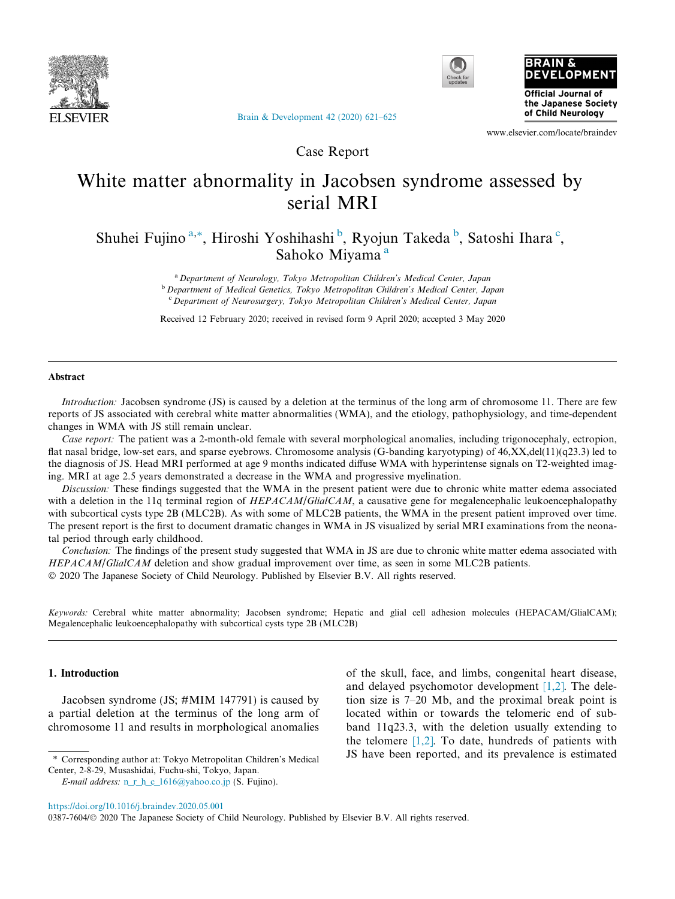Case Report

# White matter abnormality in Jacobsen syndrome assessed by serial MRI

Shuhei Fujino [a,*], Hiroshi Yoshihashi [b], Ryojun Takeda [b], Satoshi Ihara [c], Sahoko Miyama [a]

[a] *Department of Neurology, Tokyo Metropolitan Children's Medical Center, Japan*
[b] *Department of Medical Genetics, Tokyo Metropolitan Children's Medical Center, Japan*
[c] *Department of Neurosurgery, Tokyo Metropolitan Children's Medical Center, Japan*

Received 12 February 2020; received in revised form 9 April 2020; accepted 3 May 2020

## Abstract

*Introduction:* Jacobsen syndrome (JS) is caused by a deletion at the terminus of the long arm of chromosome 11. There are few reports of JS associated with cerebral white matter abnormalities (WMA), and the etiology, pathophysiology, and time-dependent changes in WMA with JS still remain unclear.

*Case report:* The patient was a 2-month-old female with several morphological anomalies, including trigonocephaly, ectropion, flat nasal bridge, low-set ears, and sparse eyebrows. Chromosome analysis (G-banding karyotyping) of 46,XX,del(11)(q23.3) led to the diagnosis of JS. Head MRI performed at age 9 months indicated diffuse WMA with hyperintense signals on T2-weighted imaging. MRI at age 2.5 years demonstrated a decrease in the WMA and progressive myelination.

*Discussion:* These findings suggested that the WMA in the present patient were due to chronic white matter edema associated with a deletion in the 11q terminal region of *HEPACAM/GlialCAM*, a causative gene for megalencephalic leukoencephalopathy with subcortical cysts type 2B (MLC2B). As with some of MLC2B patients, the WMA in the present patient improved over time. The present report is the first to document dramatic changes in WMA in JS visualized by serial MRI examinations from the neonatal period through early childhood.

*Conclusion:* The findings of the present study suggested that WMA in JS are due to chronic white matter edema associated with *HEPACAM/GlialCAM* deletion and show gradual improvement over time, as seen in some MLC2B patients.

© 2020 The Japanese Society of Child Neurology. Published by Elsevier B.V. All rights reserved.

*Keywords:* Cerebral white matter abnormality; Jacobsen syndrome; Hepatic and glial cell adhesion molecules (HEPACAM/GlialCAM); Megalencephalic leukoencephalopathy with subcortical cysts type 2B (MLC2B)

## 1. Introduction

Jacobsen syndrome (JS; #MIM 147791) is caused by a partial deletion at the terminus of the long arm of chromosome 11 and results in morphological anomalies of the skull, face, and limbs, congenital heart disease, and delayed psychomotor development [1,2]. The deletion size is 7–20 Mb, and the proximal break point is located within or towards the telomeric end of sub-band 11q23.3, with the deletion usually extending to the telomere [1,2]. To date, hundreds of patients with JS have been reported, and its prevalence is estimated

* Corresponding author at: Tokyo Metropolitan Children's Medical Center, 2-8-29, Musashidai, Fuchu-shi, Tokyo, Japan.
*E-mail address:* n_r_h_c_1616@yahoo.co.jp (S. Fujino).

https://doi.org/10.1016/j.braindev.2020.05.001
0387-7604/© 2020 The Japanese Society of Child Neurology. Published by Elsevier B.V. All rights reserved.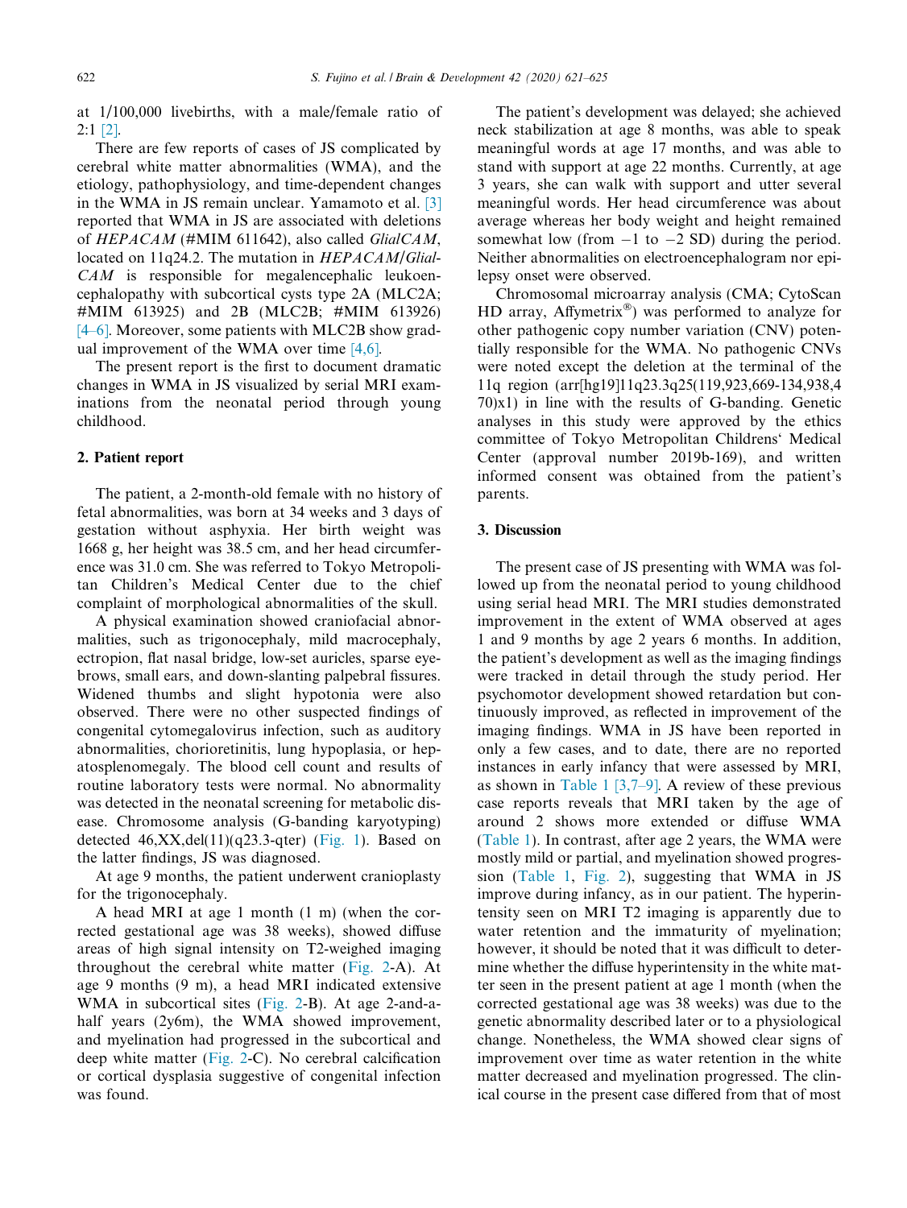at 1/100,000 livebirths, with a male/female ratio of 2:1 [2].

There are few reports of cases of JS complicated by cerebral white matter abnormalities (WMA), and the etiology, pathophysiology, and time-dependent changes in the WMA in JS remain unclear. Yamamoto et al. [3] reported that WMA in JS are associated with deletions of *HEPACAM* (#MIM 611642), also called *GlialCAM*, located on 11q24.2. The mutation in *HEPACAM/GlialCAM* is responsible for megalencephalic leukoencephalopathy with subcortical cysts type 2A (MLC2A; #MIM 613925) and 2B (MLC2B; #MIM 613926) [4–6]. Moreover, some patients with MLC2B show gradual improvement of the WMA over time [4,6].

The present report is the first to document dramatic changes in WMA in JS visualized by serial MRI examinations from the neonatal period through young childhood.

## 2. Patient report

The patient, a 2-month-old female with no history of fetal abnormalities, was born at 34 weeks and 3 days of gestation without asphyxia. Her birth weight was 1668 g, her height was 38.5 cm, and her head circumference was 31.0 cm. She was referred to Tokyo Metropolitan Children's Medical Center due to the chief complaint of morphological abnormalities of the skull.

A physical examination showed craniofacial abnormalities, such as trigonocephaly, mild macrocephaly, ectropion, flat nasal bridge, low-set auricles, sparse eyebrows, small ears, and down-slanting palpebral fissures. Widened thumbs and slight hypotonia were also observed. There were no other suspected findings of congenital cytomegalovirus infection, such as auditory abnormalities, chorioretinitis, lung hypoplasia, or hepatosplenomegaly. The blood cell count and results of routine laboratory tests were normal. No abnormality was detected in the neonatal screening for metabolic disease. Chromosome analysis (G-banding karyotyping) detected 46,XX,del(11)(q23.3-qter) (Fig. 1). Based on the latter findings, JS was diagnosed.

At age 9 months, the patient underwent cranioplasty for the trigonocephaly.

A head MRI at age 1 month (1 m) (when the corrected gestational age was 38 weeks), showed diffuse areas of high signal intensity on T2-weighed imaging throughout the cerebral white matter (Fig. 2-A). At age 9 months (9 m), a head MRI indicated extensive WMA in subcortical sites (Fig. 2-B). At age 2-and-a-half years (2y6m), the WMA showed improvement, and myelination had progressed in the subcortical and deep white matter (Fig. 2-C). No cerebral calcification or cortical dysplasia suggestive of congenital infection was found.

The patient's development was delayed; she achieved neck stabilization at age 8 months, was able to speak meaningful words at age 17 months, and was able to stand with support at age 22 months. Currently, at age 3 years, she can walk with support and utter several meaningful words. Her head circumference was about average whereas her body weight and height remained somewhat low (from −1 to −2 SD) during the period. Neither abnormalities on electroencephalogram nor epilepsy onset were observed.

Chromosomal microarray analysis (CMA; CytoScan HD array, Affymetrix®) was performed to analyze for other pathogenic copy number variation (CNV) potentially responsible for the WMA. No pathogenic CNVs were noted except the deletion at the terminal of the 11q region (arr[hg19]11q23.3q25(119,923,669-134,938,470)x1) in line with the results of G-banding. Genetic analyses in this study were approved by the ethics committee of Tokyo Metropolitan Childrens' Medical Center (approval number 2019b-169), and written informed consent was obtained from the patient's parents.

## 3. Discussion

The present case of JS presenting with WMA was followed up from the neonatal period to young childhood using serial head MRI. The MRI studies demonstrated improvement in the extent of WMA observed at ages 1 and 9 months by age 2 years 6 months. In addition, the patient's development as well as the imaging findings were tracked in detail through the study period. Her psychomotor development showed retardation but continuously improved, as reflected in improvement of the imaging findings. WMA in JS have been reported in only a few cases, and there are no reported instances in early infancy that were assessed by MRI, as shown in Table 1 [3,7–9]. A review of these previous case reports reveals that MRI taken by the age of around 2 shows more extended or diffuse WMA (Table 1). In contrast, after age 2 years, the WMA were mostly mild or partial, and myelination showed progression (Table 1, Fig. 2), suggesting that WMA in JS improve during infancy, as in our patient. The hyperintensity seen on MRI T2 imaging is apparently due to water retention and the immaturity of myelination; however, it should be noted that it was difficult to determine whether the diffuse hyperintensity in the white matter seen in the present patient at age 1 month (when the corrected gestational age was 38 weeks) was due to the genetic abnormality described later or to a physiological change. Nonetheless, the WMA showed clear signs of improvement over time as water retention in the white matter decreased and myelination progressed. The clinical course in the present case differed from that of most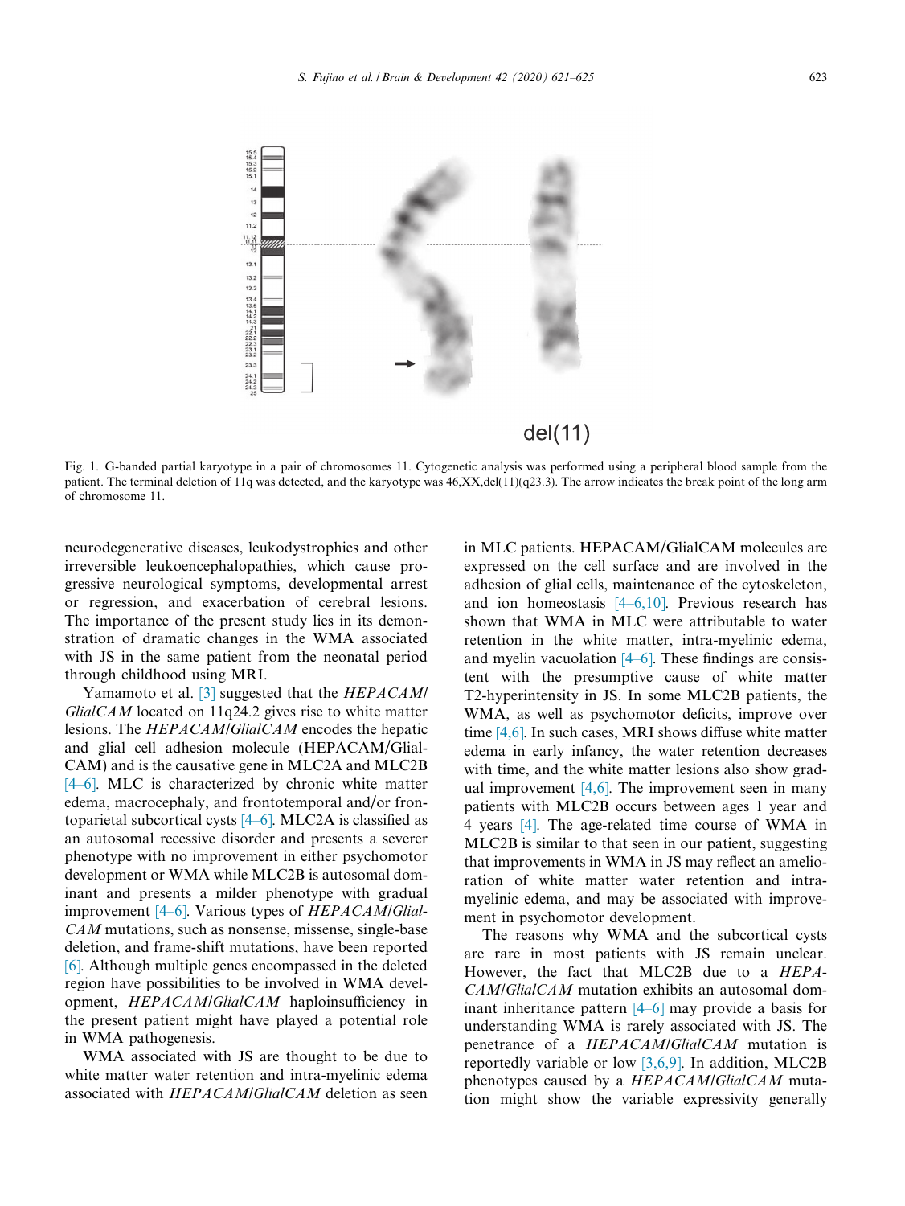Fig. 1. G-banded partial karyotype in a pair of chromosomes 11. Cytogenetic analysis was performed using a peripheral blood sample from the patient. The terminal deletion of 11q was detected, and the karyotype was 46,XX,del(11)(q23.3). The arrow indicates the break point of the long arm of chromosome 11.

neurodegenerative diseases, leukodystrophies and other irreversible leukoencephalopathies, which cause progressive neurological symptoms, developmental arrest or regression, and exacerbation of cerebral lesions. The importance of the present study lies in its demonstration of dramatic changes in the WMA associated with JS in the same patient from the neonatal period through childhood using MRI.

Yamamoto et al. [3] suggested that the *HEPACAM/GlialCAM* located on 11q24.2 gives rise to white matter lesions. The *HEPACAM/GlialCAM* encodes the hepatic and glial cell adhesion molecule (HEPACAM/GlialCAM) and is the causative gene in MLC2A and MLC2B [4–6]. MLC is characterized by chronic white matter edema, macrocephaly, and frontotemporal and/or frontoparietal subcortical cysts [4–6]. MLC2A is classified as an autosomal recessive disorder and presents a severer phenotype with no improvement in either psychomotor development or WMA while MLC2B is autosomal dominant and presents a milder phenotype with gradual improvement [4–6]. Various types of *HEPACAM/GlialCAM* mutations, such as nonsense, missense, single-base deletion, and frame-shift mutations, have been reported [6]. Although multiple genes encompassed in the deleted region have possibilities to be involved in WMA development, *HEPACAM/GlialCAM* haploinsufficiency in the present patient might have played a potential role in WMA pathogenesis.

WMA associated with JS are thought to be due to white matter water retention and intra-myelinic edema associated with *HEPACAM/GlialCAM* deletion as seen in MLC patients. HEPACAM/GlialCAM molecules are expressed on the cell surface and are involved in the adhesion of glial cells, maintenance of the cytoskeleton, and ion homeostasis [4–6,10]. Previous research has shown that WMA in MLC were attributable to water retention in the white matter, intra-myelinic edema, and myelin vacuolation [4–6]. These findings are consistent with the presumptive cause of white matter T2-hyperintensity in JS. In some MLC2B patients, the WMA, as well as psychomotor deficits, improve over time [4,6]. In such cases, MRI shows diffuse white matter edema in early infancy, the water retention decreases with time, and the white matter lesions also show gradual improvement [4,6]. The improvement seen in many patients with MLC2B occurs between ages 1 year and 4 years [4]. The age-related time course of WMA in MLC2B is similar to that seen in our patient, suggesting that improvements in WMA in JS may reflect an amelioration of white matter water retention and intra-myelinic edema, and may be associated with improvement in psychomotor development.

The reasons why WMA and the subcortical cysts are rare in most patients with JS remain unclear. However, the fact that MLC2B due to a *HEPACAM/GlialCAM* mutation exhibits an autosomal dominant inheritance pattern [4–6] may provide a basis for understanding WMA is rarely associated with JS. The penetrance of a *HEPACAM/GlialCAM* mutation is reportedly variable or low [3,6,9]. In addition, MLC2B phenotypes caused by a *HEPACAM/GlialCAM* mutation might show the variable expressivity generally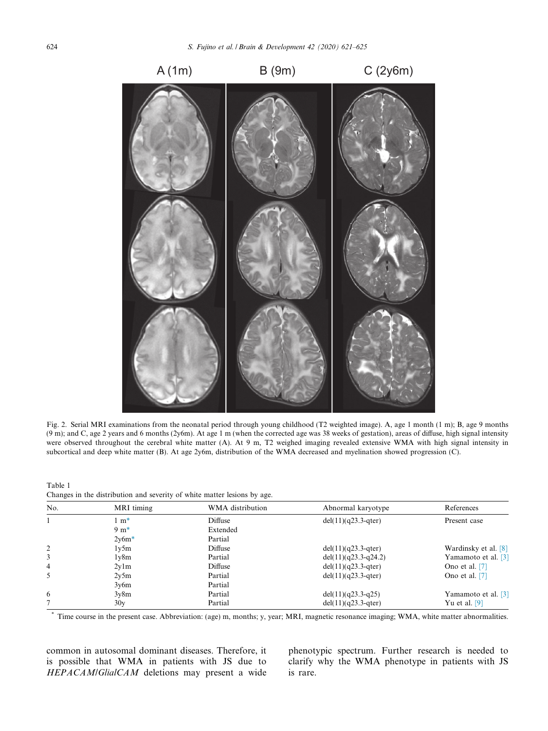Fig. 2. Serial MRI examinations from the neonatal period through young childhood (T2 weighted image). A, age 1 month (1 m); B, age 9 months (9 m); and C, age 2 years and 6 months (2y6m). At age 1 m (when the corrected age was 38 weeks of gestation), areas of diffuse, high signal intensity were observed throughout the cerebral white matter (A). At 9 m, T2 weighed imaging revealed extensive WMA with high signal intensity in subcortical and deep white matter (B). At age 2y6m, distribution of the WMA decreased and myelination showed progression (C).

Table 1
Changes in the distribution and severity of white matter lesions by age.

| No. | MRI timing | WMA distribution | Abnormal karyotype | References |
|---|---|---|---|---|
| 1 | 1 m* | Diffuse | del(11)(q23.3-qter) | Present case |
| | 9 m* | Extended | | |
| | 2y6m* | Partial | | |
| 2 | 1y5m | Diffuse | del(11)(q23.3-qter) | Wardinsky et al. [8] |
| 3 | 1y8m | Partial | del(11)(q23.3-q24.2) | Yamamoto et al. [3] |
| 4 | 2y1m | Diffuse | del(11)(q23.3-qter) | Ono et al. [7] |
| 5 | 2y5m | Partial | del(11)(q23.3-qter) | Ono et al. [7] |
| | 3y6m | Partial | | |
| 6 | 3y8m | Partial | del(11)(q23.3-q25) | Yamamoto et al. [3] |
| 7 | 30y | Partial | del(11)(q23.3-qter) | Yu et al. [9] |

* Time course in the present case. Abbreviation: (age) m, months; y, year; MRI, magnetic resonance imaging; WMA, white matter abnormalities.

common in autosomal dominant diseases. Therefore, it is possible that WMA in patients with JS due to *HEPACAM/GlialCAM* deletions may present a wide phenotypic spectrum. Further research is needed to clarify why the WMA phenotype in patients with JS is rare.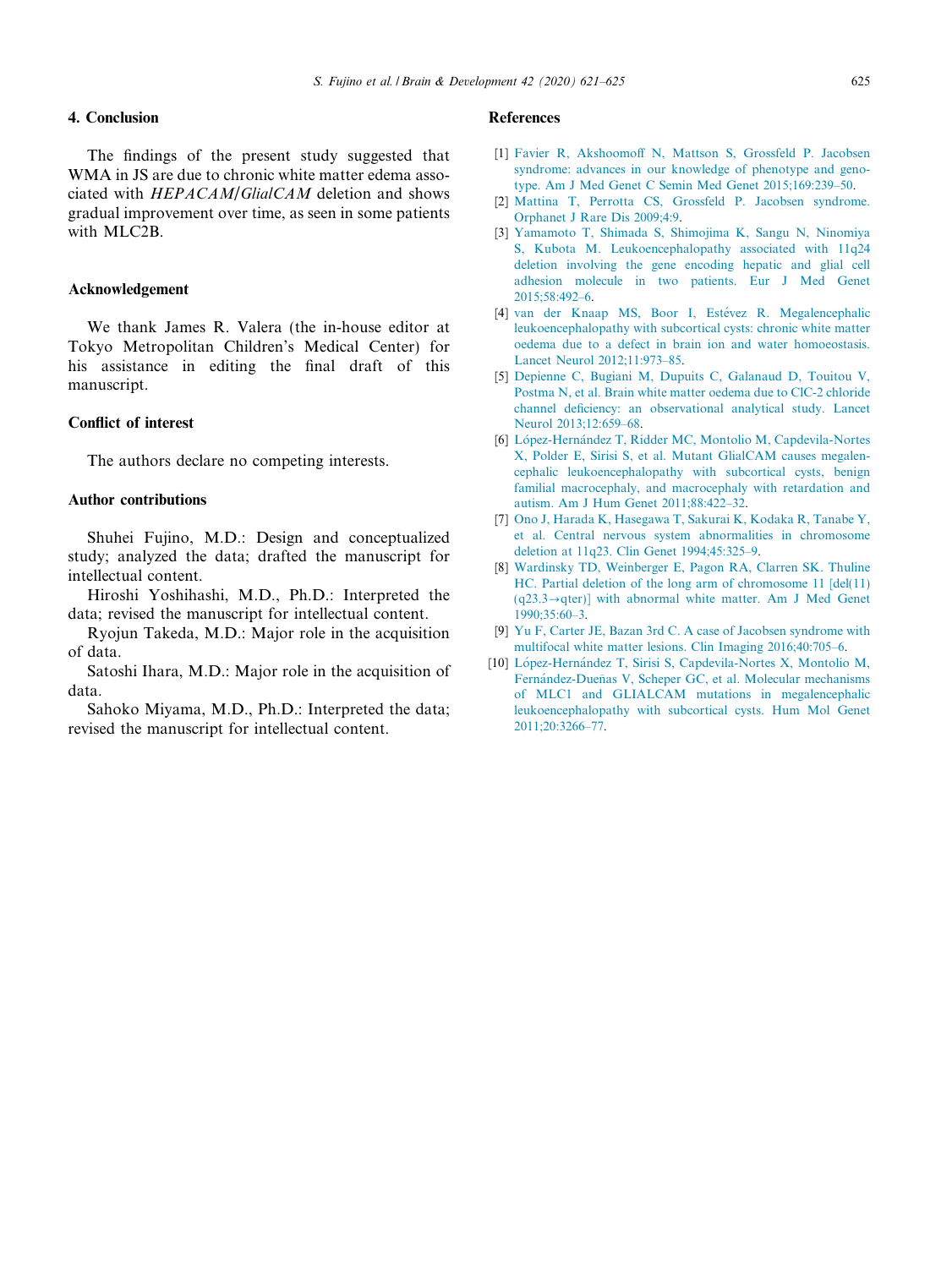## 4. Conclusion

The findings of the present study suggested that WMA in JS are due to chronic white matter edema associated with *HEPACAM/GlialCAM* deletion and shows gradual improvement over time, as seen in some patients with MLC2B.

## Acknowledgement

We thank James R. Valera (the in-house editor at Tokyo Metropolitan Children's Medical Center) for his assistance in editing the final draft of this manuscript.

## Conflict of interest

The authors declare no competing interests.

## Author contributions

Shuhei Fujino, M.D.: Design and conceptualized study; analyzed the data; drafted the manuscript for intellectual content.

Hiroshi Yoshihashi, M.D., Ph.D.: Interpreted the data; revised the manuscript for intellectual content.

Ryojun Takeda, M.D.: Major role in the acquisition of data.

Satoshi Ihara, M.D.: Major role in the acquisition of data.

Sahoko Miyama, M.D., Ph.D.: Interpreted the data; revised the manuscript for intellectual content.

## References

[1] Favier R, Akshoomoff N, Mattson S, Grossfeld P. Jacobsen syndrome: advances in our knowledge of phenotype and genotype. Am J Med Genet C Semin Med Genet 2015;169:239–50.

[2] Mattina T, Perrotta CS, Grossfeld P. Jacobsen syndrome. Orphanet J Rare Dis 2009;4:9.

[3] Yamamoto T, Shimada S, Shimojima K, Sangu N, Ninomiya S, Kubota M. Leukoencephalopathy associated with 11q24 deletion involving the gene encoding hepatic and glial cell adhesion molecule in two patients. Eur J Med Genet 2015;58:492–6.

[4] van der Knaap MS, Boor I, Estévez R. Megalencephalic leukoencephalopathy with subcortical cysts: chronic white matter oedema due to a defect in brain ion and water homoeostasis. Lancet Neurol 2012;11:973–85.

[5] Depienne C, Bugiani M, Dupuits C, Galanaud D, Touitou V, Postma N, et al. Brain white matter oedema due to ClC-2 chloride channel deficiency: an observational analytical study. Lancet Neurol 2013;12:659–68.

[6] López-Hernández T, Ridder MC, Montolio M, Capdevila-Nortes X, Polder E, Sirisi S, et al. Mutant GlialCAM causes megalencephalic leukoencephalopathy with subcortical cysts, benign familial macrocephaly, and macrocephaly with retardation and autism. Am J Hum Genet 2011;88:422–32.

[7] Ono J, Harada K, Hasegawa T, Sakurai K, Kodaka R, Tanabe Y, et al. Central nervous system abnormalities in chromosome deletion at 11q23. Clin Genet 1994;45:325–9.

[8] Wardinsky TD, Weinberger E, Pagon RA, Clarren SK. Thuline HC. Partial deletion of the long arm of chromosome 11 [del(11)(q23.3→qter)] with abnormal white matter. Am J Med Genet 1990;35:60–3.

[9] Yu F, Carter JE, Bazan 3rd C. A case of Jacobsen syndrome with multifocal white matter lesions. Clin Imaging 2016;40:705–6.

[10] López-Hernández T, Sirisi S, Capdevila-Nortes X, Montolio M, Fernández-Dueñas V, Scheper GC, et al. Molecular mechanisms of MLC1 and GLIALCAM mutations in megalencephalic leukoencephalopathy with subcortical cysts. Hum Mol Genet 2011;20:3266–77.